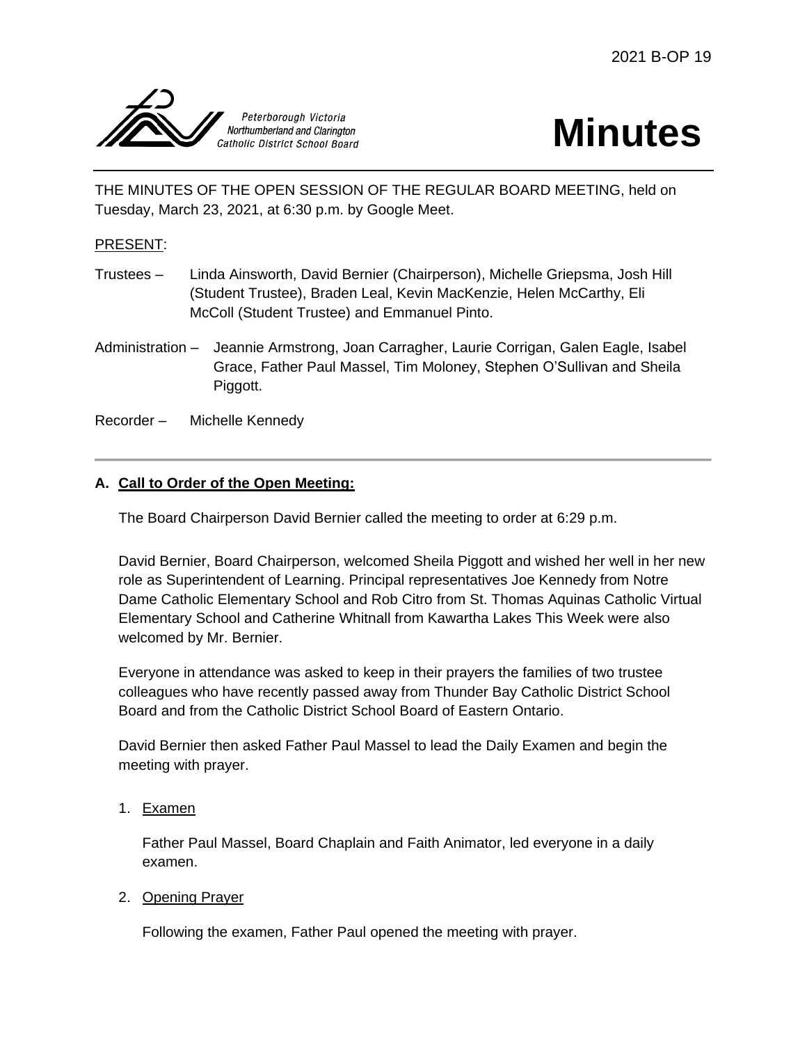2021 B-OP 19

Peterborough Victoria Northumberland and Clarington Catholic District School Board

# Minutes

THE MINUTES OF THE OPEN SESSION OF THE REGULAR BOARD MEETING, held on Tuesday, March 23, 2021, at 6:30 p.m. by Google Meet.

PRESENT:

Trustees – Linda Ainsworth, David Bernier (Chairperson), Michelle Griepsma, Josh Hill (Student Trustee), Braden Leal, Kevin MacKenzie, Helen McCarthy, Eli McColl (Student Trustee) and Emmanuel Pinto.

Administration – Jeannie Armstrong, Joan Carragher, Laurie Corrigan, Galen Eagle, Isabel Grace, Father Paul Massel, Tim Moloney, Stephen O'Sullivan and Sheila Piggott.

Recorder – Michelle Kennedy

---

## A. Call to Order of the Open Meeting:

The Board Chairperson David Bernier called the meeting to order at 6:29 p.m.

David Bernier, Board Chairperson, welcomed Sheila Piggott and wished her well in her new role as Superintendent of Learning. Principal representatives Joe Kennedy from Notre Dame Catholic Elementary School and Rob Citro from St. Thomas Aquinas Catholic Virtual Elementary School and Catherine Whitnall from Kawartha Lakes This Week were also welcomed by Mr. Bernier.

Everyone in attendance was asked to keep in their prayers the families of two trustee colleagues who have recently passed away from Thunder Bay Catholic District School Board and from the Catholic District School Board of Eastern Ontario.

David Bernier then asked Father Paul Massel to lead the Daily Examen and begin the meeting with prayer.

1. Examen

   Father Paul Massel, Board Chaplain and Faith Animator, led everyone in a daily examen.

2. Opening Prayer

   Following the examen, Father Paul opened the meeting with prayer.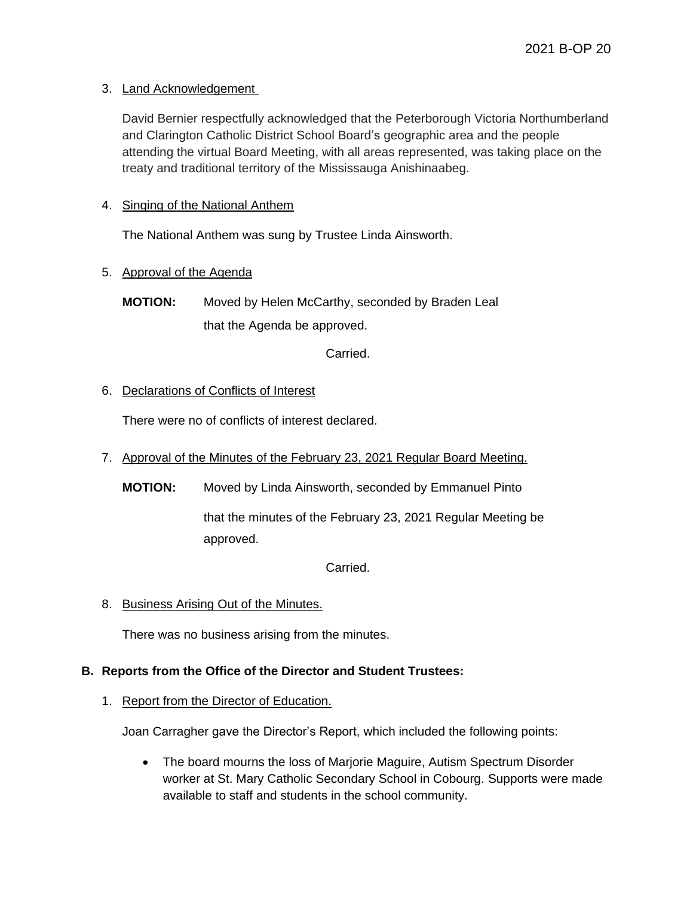3. Land Acknowledgement

   David Bernier respectfully acknowledged that the Peterborough Victoria Northumberland and Clarington Catholic District School Board's geographic area and the people attending the virtual Board Meeting, with all areas represented, was taking place on the treaty and traditional territory of the Mississauga Anishinaabeg.

4. Singing of the National Anthem

   The National Anthem was sung by Trustee Linda Ainsworth.

5. Approval of the Agenda

   **MOTION:** Moved by Helen McCarthy, seconded by Braden Leal that the Agenda be approved.

   Carried.

6. Declarations of Conflicts of Interest

   There were no of conflicts of interest declared.

7. Approval of the Minutes of the February 23, 2021 Regular Board Meeting.

   **MOTION:** Moved by Linda Ainsworth, seconded by Emmanuel Pinto

   that the minutes of the February 23, 2021 Regular Meeting be approved.

   Carried.

8. Business Arising Out of the Minutes.

   There was no business arising from the minutes.

## B. Reports from the Office of the Director and Student Trustees:

1. Report from the Director of Education.

   Joan Carragher gave the Director's Report, which included the following points:

   - The board mourns the loss of Marjorie Maguire, Autism Spectrum Disorder worker at St. Mary Catholic Secondary School in Cobourg. Supports were made available to staff and students in the school community.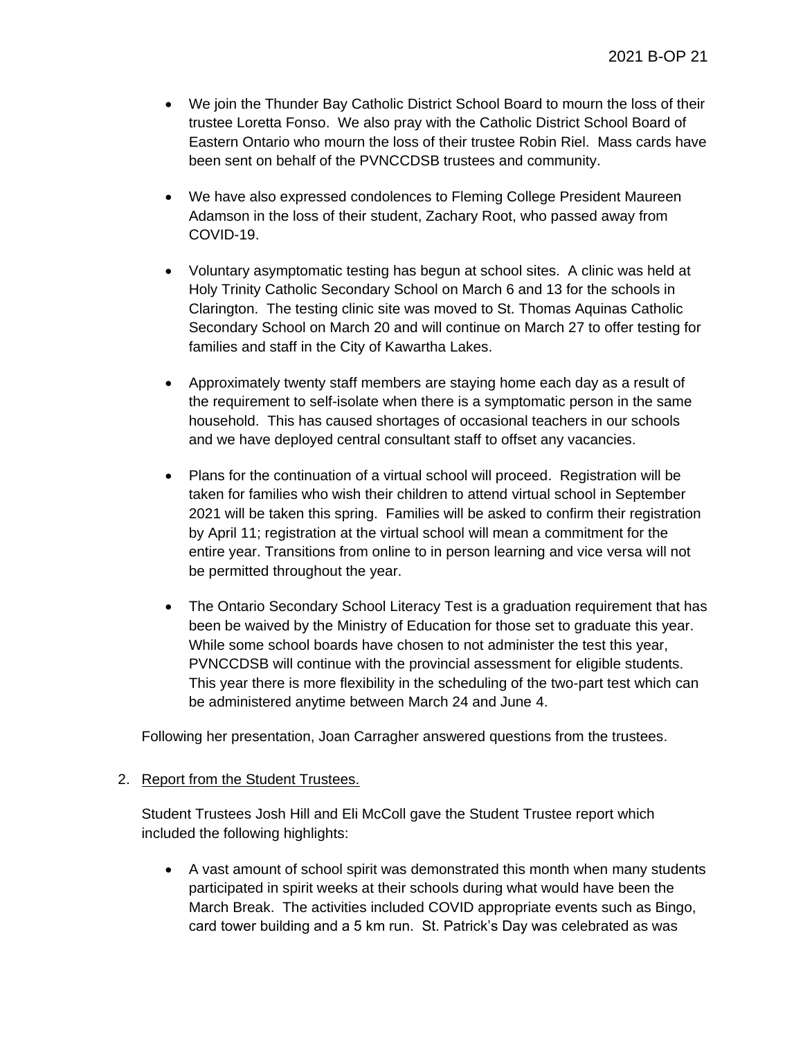- We join the Thunder Bay Catholic District School Board to mourn the loss of their trustee Loretta Fonso. We also pray with the Catholic District School Board of Eastern Ontario who mourn the loss of their trustee Robin Riel. Mass cards have been sent on behalf of the PVNCCDSB trustees and community.

- We have also expressed condolences to Fleming College President Maureen Adamson in the loss of their student, Zachary Root, who passed away from COVID-19.

- Voluntary asymptomatic testing has begun at school sites. A clinic was held at Holy Trinity Catholic Secondary School on March 6 and 13 for the schools in Clarington. The testing clinic site was moved to St. Thomas Aquinas Catholic Secondary School on March 20 and will continue on March 27 to offer testing for families and staff in the City of Kawartha Lakes.

- Approximately twenty staff members are staying home each day as a result of the requirement to self-isolate when there is a symptomatic person in the same household. This has caused shortages of occasional teachers in our schools and we have deployed central consultant staff to offset any vacancies.

- Plans for the continuation of a virtual school will proceed. Registration will be taken for families who wish their children to attend virtual school in September 2021 will be taken this spring. Families will be asked to confirm their registration by April 11; registration at the virtual school will mean a commitment for the entire year. Transitions from online to in person learning and vice versa will not be permitted throughout the year.

- The Ontario Secondary School Literacy Test is a graduation requirement that has been be waived by the Ministry of Education for those set to graduate this year. While some school boards have chosen to not administer the test this year, PVNCCDSB will continue with the provincial assessment for eligible students. This year there is more flexibility in the scheduling of the two-part test which can be administered anytime between March 24 and June 4.

Following her presentation, Joan Carragher answered questions from the trustees.

2. Report from the Student Trustees.

Student Trustees Josh Hill and Eli McColl gave the Student Trustee report which included the following highlights:

- A vast amount of school spirit was demonstrated this month when many students participated in spirit weeks at their schools during what would have been the March Break. The activities included COVID appropriate events such as Bingo, card tower building and a 5 km run. St. Patrick's Day was celebrated as was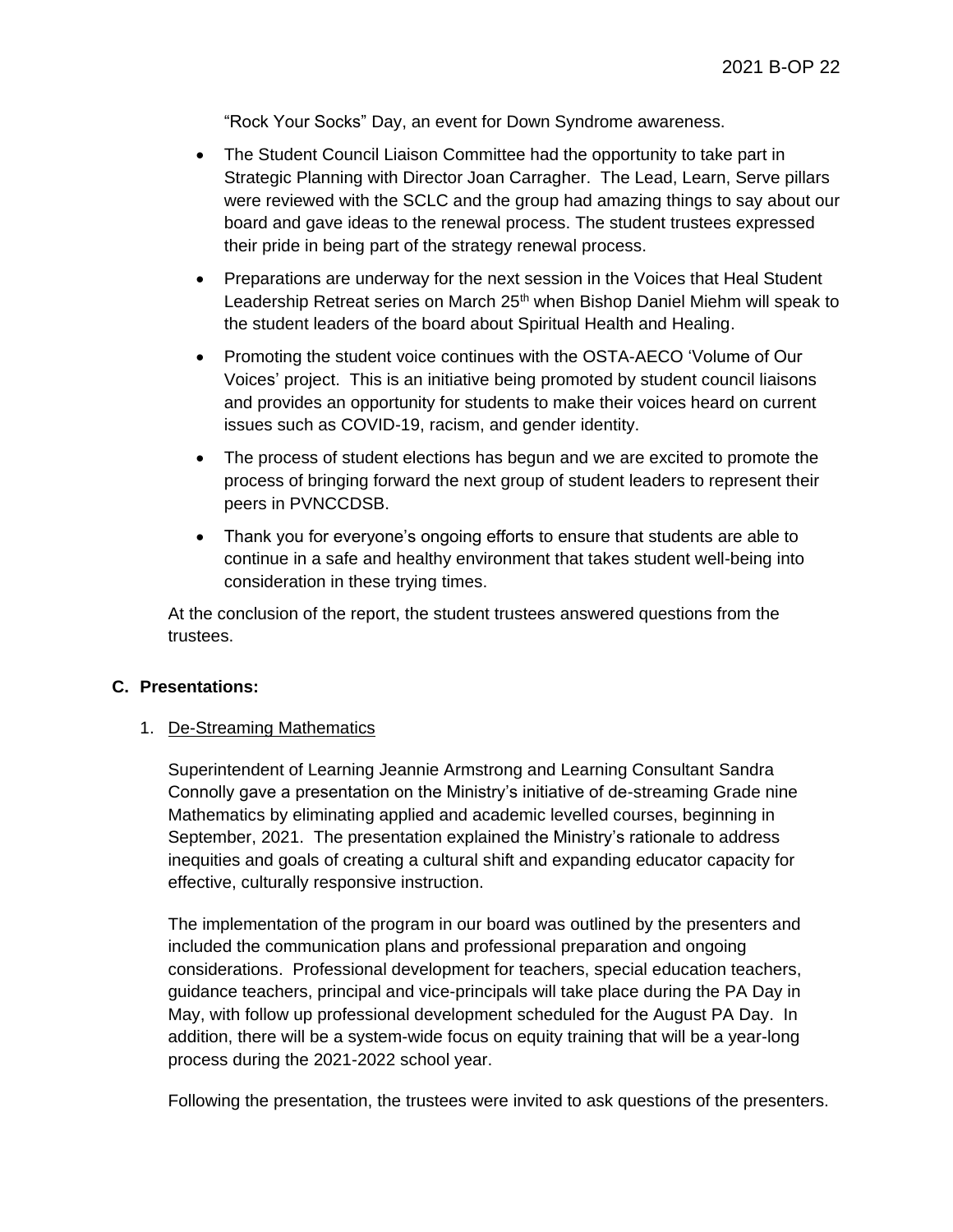"Rock Your Socks" Day, an event for Down Syndrome awareness.

- The Student Council Liaison Committee had the opportunity to take part in Strategic Planning with Director Joan Carragher. The Lead, Learn, Serve pillars were reviewed with the SCLC and the group had amazing things to say about our board and gave ideas to the renewal process. The student trustees expressed their pride in being part of the strategy renewal process.
- Preparations are underway for the next session in the Voices that Heal Student Leadership Retreat series on March 25th when Bishop Daniel Miehm will speak to the student leaders of the board about Spiritual Health and Healing.
- Promoting the student voice continues with the OSTA-AECO 'Volume of Our Voices' project. This is an initiative being promoted by student council liaisons and provides an opportunity for students to make their voices heard on current issues such as COVID-19, racism, and gender identity.
- The process of student elections has begun and we are excited to promote the process of bringing forward the next group of student leaders to represent their peers in PVNCCDSB.
- Thank you for everyone's ongoing efforts to ensure that students are able to continue in a safe and healthy environment that takes student well-being into consideration in these trying times.

At the conclusion of the report, the student trustees answered questions from the trustees.

**C. Presentations:**

1. De-Streaming Mathematics

Superintendent of Learning Jeannie Armstrong and Learning Consultant Sandra Connolly gave a presentation on the Ministry's initiative of de-streaming Grade nine Mathematics by eliminating applied and academic levelled courses, beginning in September, 2021. The presentation explained the Ministry's rationale to address inequities and goals of creating a cultural shift and expanding educator capacity for effective, culturally responsive instruction.

The implementation of the program in our board was outlined by the presenters and included the communication plans and professional preparation and ongoing considerations. Professional development for teachers, special education teachers, guidance teachers, principal and vice-principals will take place during the PA Day in May, with follow up professional development scheduled for the August PA Day. In addition, there will be a system-wide focus on equity training that will be a year-long process during the 2021-2022 school year.

Following the presentation, the trustees were invited to ask questions of the presenters.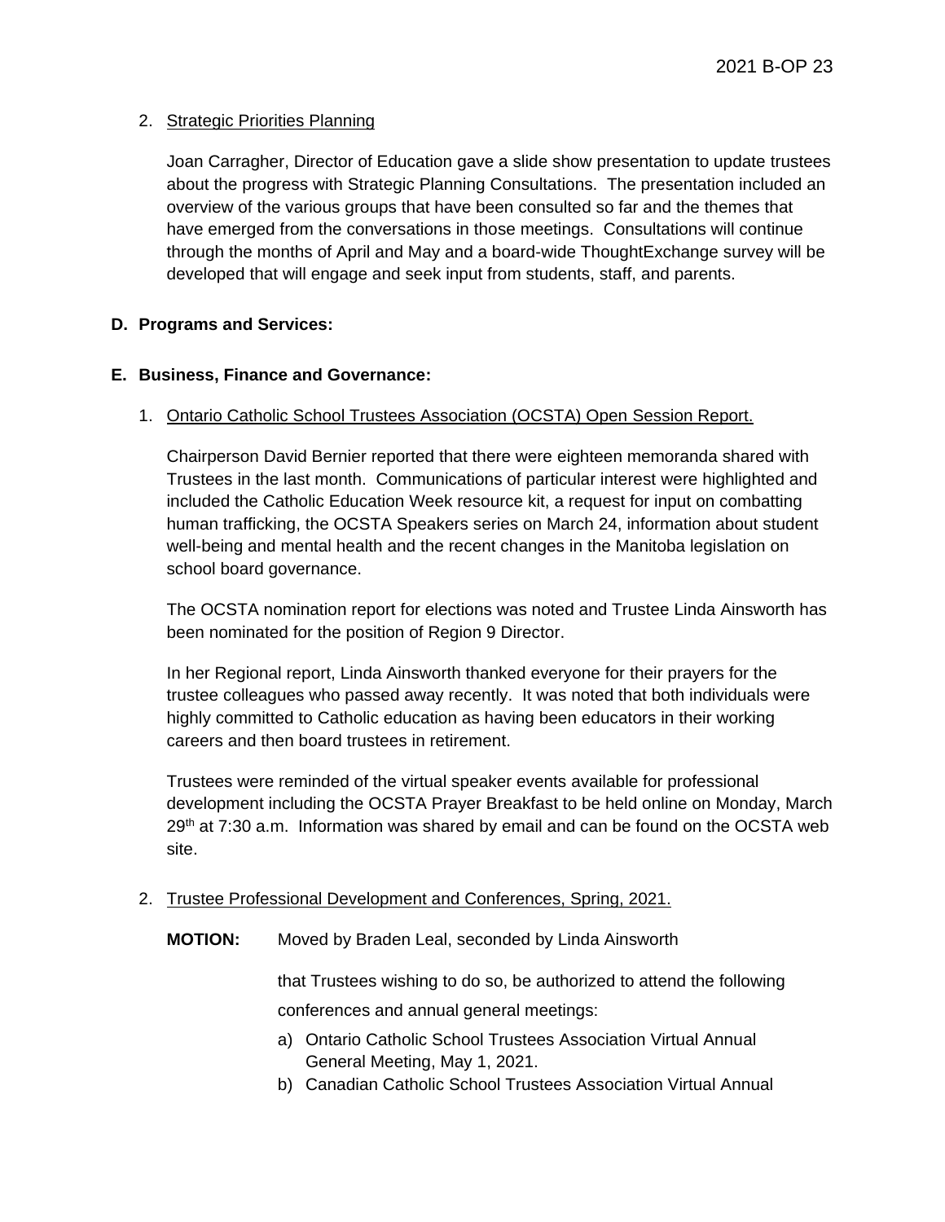2. Strategic Priorities Planning

   Joan Carragher, Director of Education gave a slide show presentation to update trustees about the progress with Strategic Planning Consultations. The presentation included an overview of the various groups that have been consulted so far and the themes that have emerged from the conversations in those meetings. Consultations will continue through the months of April and May and a board-wide ThoughtExchange survey will be developed that will engage and seek input from students, staff, and parents.

**D. Programs and Services:**

**E. Business, Finance and Governance:**

1. Ontario Catholic School Trustees Association (OCSTA) Open Session Report.

   Chairperson David Bernier reported that there were eighteen memoranda shared with Trustees in the last month. Communications of particular interest were highlighted and included the Catholic Education Week resource kit, a request for input on combatting human trafficking, the OCSTA Speakers series on March 24, information about student well-being and mental health and the recent changes in the Manitoba legislation on school board governance.

   The OCSTA nomination report for elections was noted and Trustee Linda Ainsworth has been nominated for the position of Region 9 Director.

   In her Regional report, Linda Ainsworth thanked everyone for their prayers for the trustee colleagues who passed away recently. It was noted that both individuals were highly committed to Catholic education as having been educators in their working careers and then board trustees in retirement.

   Trustees were reminded of the virtual speaker events available for professional development including the OCSTA Prayer Breakfast to be held online on Monday, March 29th at 7:30 a.m. Information was shared by email and can be found on the OCSTA web site.

2. Trustee Professional Development and Conferences, Spring, 2021.

   **MOTION:** Moved by Braden Leal, seconded by Linda Ainsworth

   that Trustees wishing to do so, be authorized to attend the following conferences and annual general meetings:

   a) Ontario Catholic School Trustees Association Virtual Annual General Meeting, May 1, 2021.
   b) Canadian Catholic School Trustees Association Virtual Annual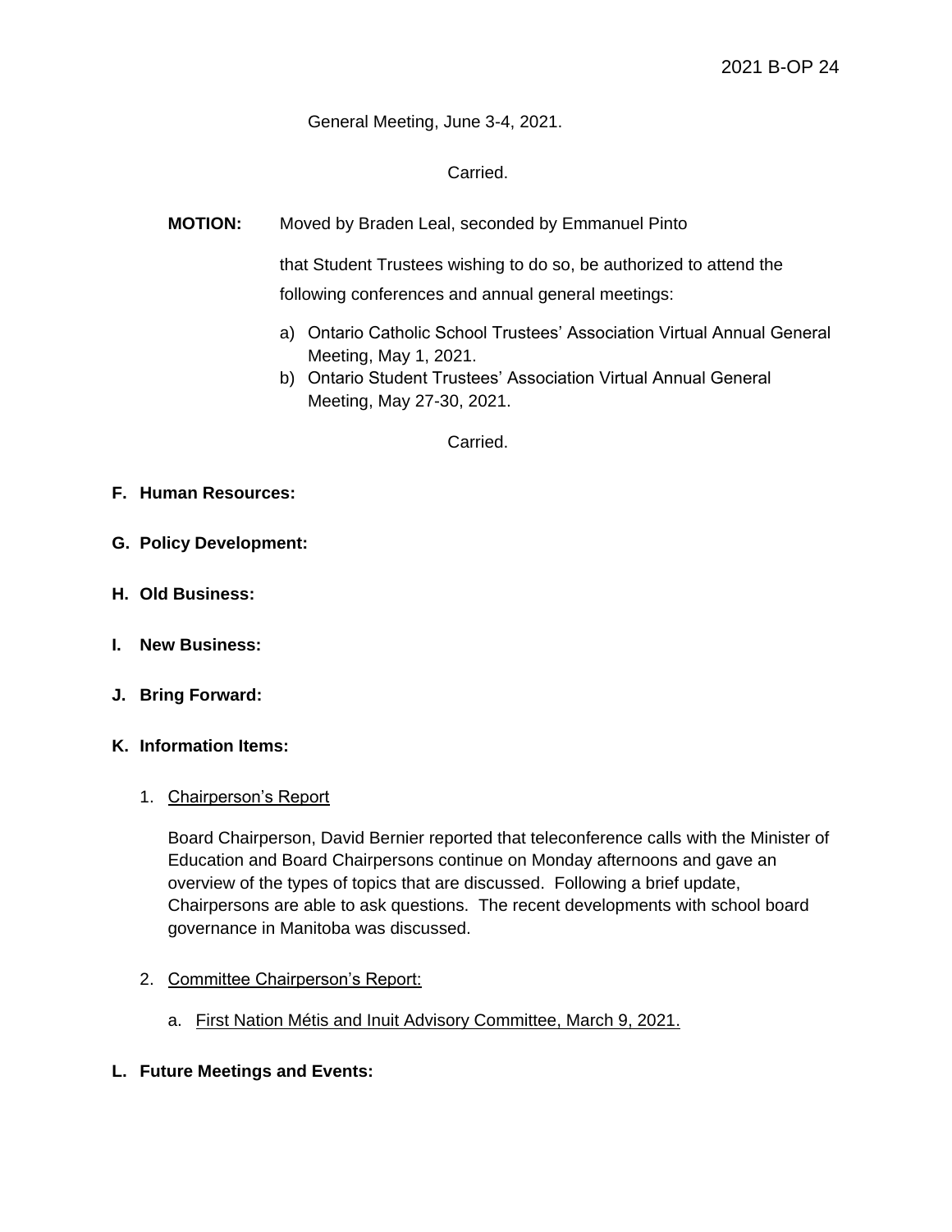General Meeting, June 3-4, 2021.

Carried.

**MOTION:** Moved by Braden Leal, seconded by Emmanuel Pinto

that Student Trustees wishing to do so, be authorized to attend the following conferences and annual general meetings:

a) Ontario Catholic School Trustees' Association Virtual Annual General Meeting, May 1, 2021.
b) Ontario Student Trustees' Association Virtual Annual General Meeting, May 27-30, 2021.

Carried.

**F. Human Resources:**

**G. Policy Development:**

**H. Old Business:**

**I. New Business:**

**J. Bring Forward:**

**K. Information Items:**

1. Chairperson's Report

   Board Chairperson, David Bernier reported that teleconference calls with the Minister of Education and Board Chairpersons continue on Monday afternoons and gave an overview of the types of topics that are discussed. Following a brief update, Chairpersons are able to ask questions. The recent developments with school board governance in Manitoba was discussed.

2. Committee Chairperson's Report:

   a. First Nation Métis and Inuit Advisory Committee, March 9, 2021.

**L. Future Meetings and Events:**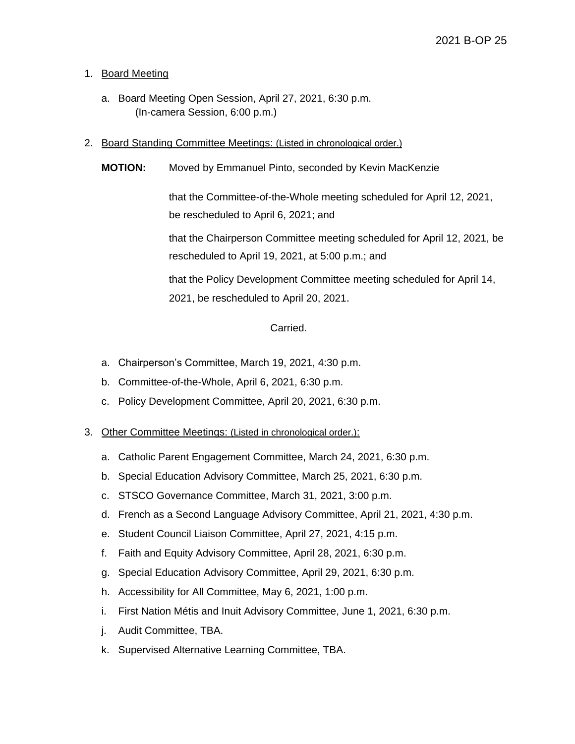1. Board Meeting

    a. Board Meeting Open Session, April 27, 2021, 6:30 p.m.
    (In-camera Session, 6:00 p.m.)

2. Board Standing Committee Meetings: (Listed in chronological order.)

    **MOTION:** Moved by Emmanuel Pinto, seconded by Kevin MacKenzie

    that the Committee-of-the-Whole meeting scheduled for April 12, 2021, be rescheduled to April 6, 2021; and

    that the Chairperson Committee meeting scheduled for April 12, 2021, be rescheduled to April 19, 2021, at 5:00 p.m.; and

    that the Policy Development Committee meeting scheduled for April 14, 2021, be rescheduled to April 20, 2021.

    Carried.

    a. Chairperson's Committee, March 19, 2021, 4:30 p.m.
    b. Committee-of-the-Whole, April 6, 2021, 6:30 p.m.
    c. Policy Development Committee, April 20, 2021, 6:30 p.m.

3. Other Committee Meetings: (Listed in chronological order.):

    a. Catholic Parent Engagement Committee, March 24, 2021, 6:30 p.m.
    b. Special Education Advisory Committee, March 25, 2021, 6:30 p.m.
    c. STSCO Governance Committee, March 31, 2021, 3:00 p.m.
    d. French as a Second Language Advisory Committee, April 21, 2021, 4:30 p.m.
    e. Student Council Liaison Committee, April 27, 2021, 4:15 p.m.
    f. Faith and Equity Advisory Committee, April 28, 2021, 6:30 p.m.
    g. Special Education Advisory Committee, April 29, 2021, 6:30 p.m.
    h. Accessibility for All Committee, May 6, 2021, 1:00 p.m.
    i. First Nation Métis and Inuit Advisory Committee, June 1, 2021, 6:30 p.m.
    j. Audit Committee, TBA.
    k. Supervised Alternative Learning Committee, TBA.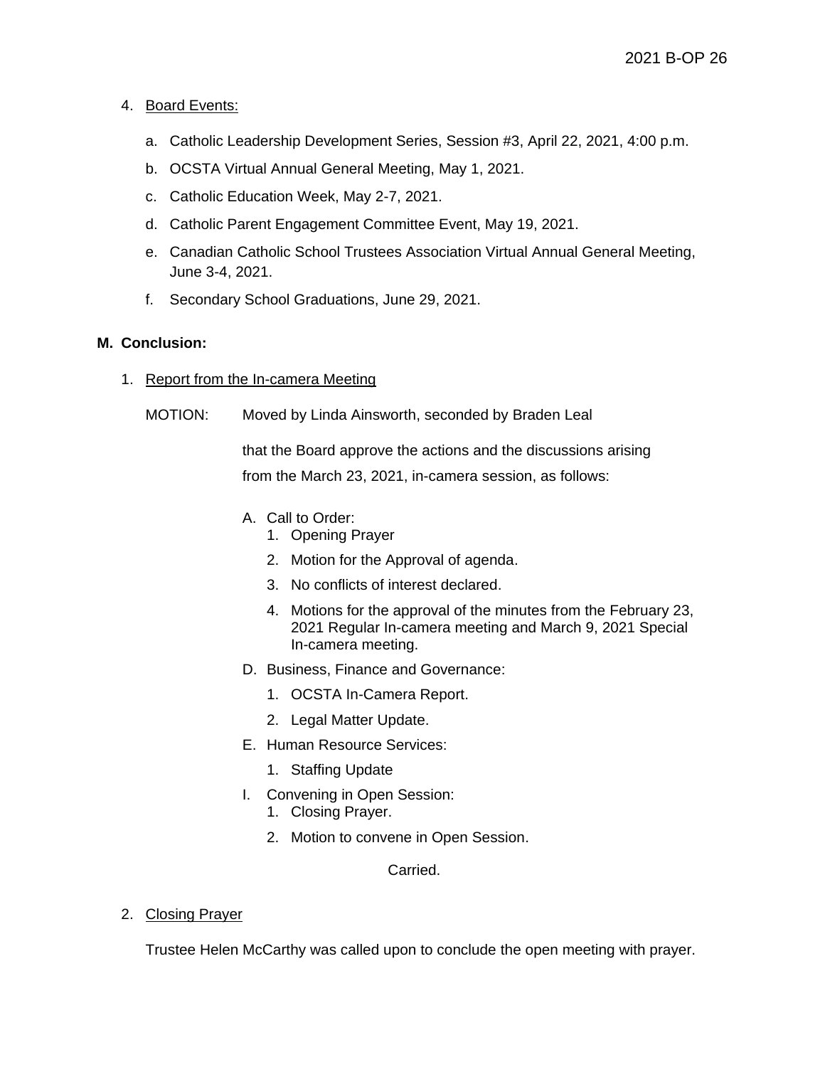4. Board Events:

   a. Catholic Leadership Development Series, Session #3, April 22, 2021, 4:00 p.m.

   b. OCSTA Virtual Annual General Meeting, May 1, 2021.

   c. Catholic Education Week, May 2-7, 2021.

   d. Catholic Parent Engagement Committee Event, May 19, 2021.

   e. Canadian Catholic School Trustees Association Virtual Annual General Meeting, June 3-4, 2021.

   f. Secondary School Graduations, June 29, 2021.

**M. Conclusion:**

1. Report from the In-camera Meeting

   MOTION: Moved by Linda Ainsworth, seconded by Braden Leal

   that the Board approve the actions and the discussions arising from the March 23, 2021, in-camera session, as follows:

   A. Call to Order:
      1. Opening Prayer
      2. Motion for the Approval of agenda.
      3. No conflicts of interest declared.
      4. Motions for the approval of the minutes from the February 23, 2021 Regular In-camera meeting and March 9, 2021 Special In-camera meeting.

   D. Business, Finance and Governance:
      1. OCSTA In-Camera Report.
      2. Legal Matter Update.

   E. Human Resource Services:
      1. Staffing Update

   I. Convening in Open Session:
      1. Closing Prayer.
      2. Motion to convene in Open Session.

   Carried.

2. Closing Prayer

   Trustee Helen McCarthy was called upon to conclude the open meeting with prayer.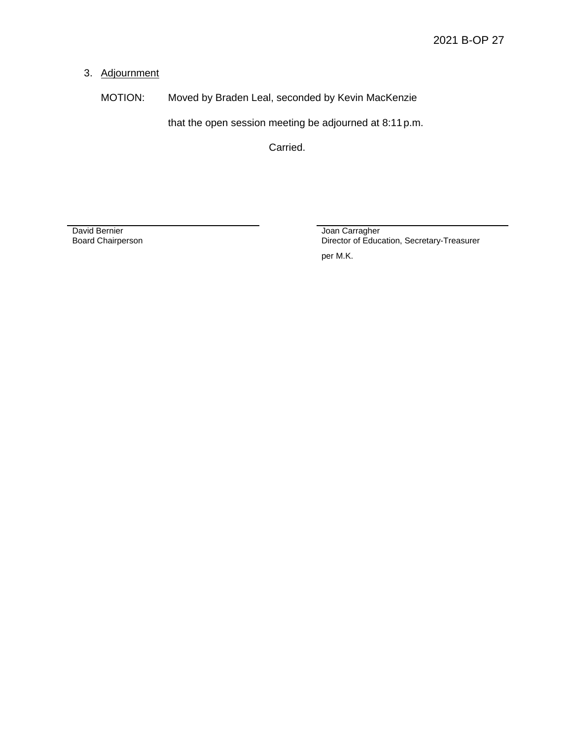3. <u>Adjournment</u>

MOTION: Moved by Braden Leal, seconded by Kevin MacKenzie

that the open session meeting be adjourned at 8:11 p.m.

Carried.

David Bernier
Board Chairperson

Joan Carragher
Director of Education, Secretary-Treasurer

per M.K.